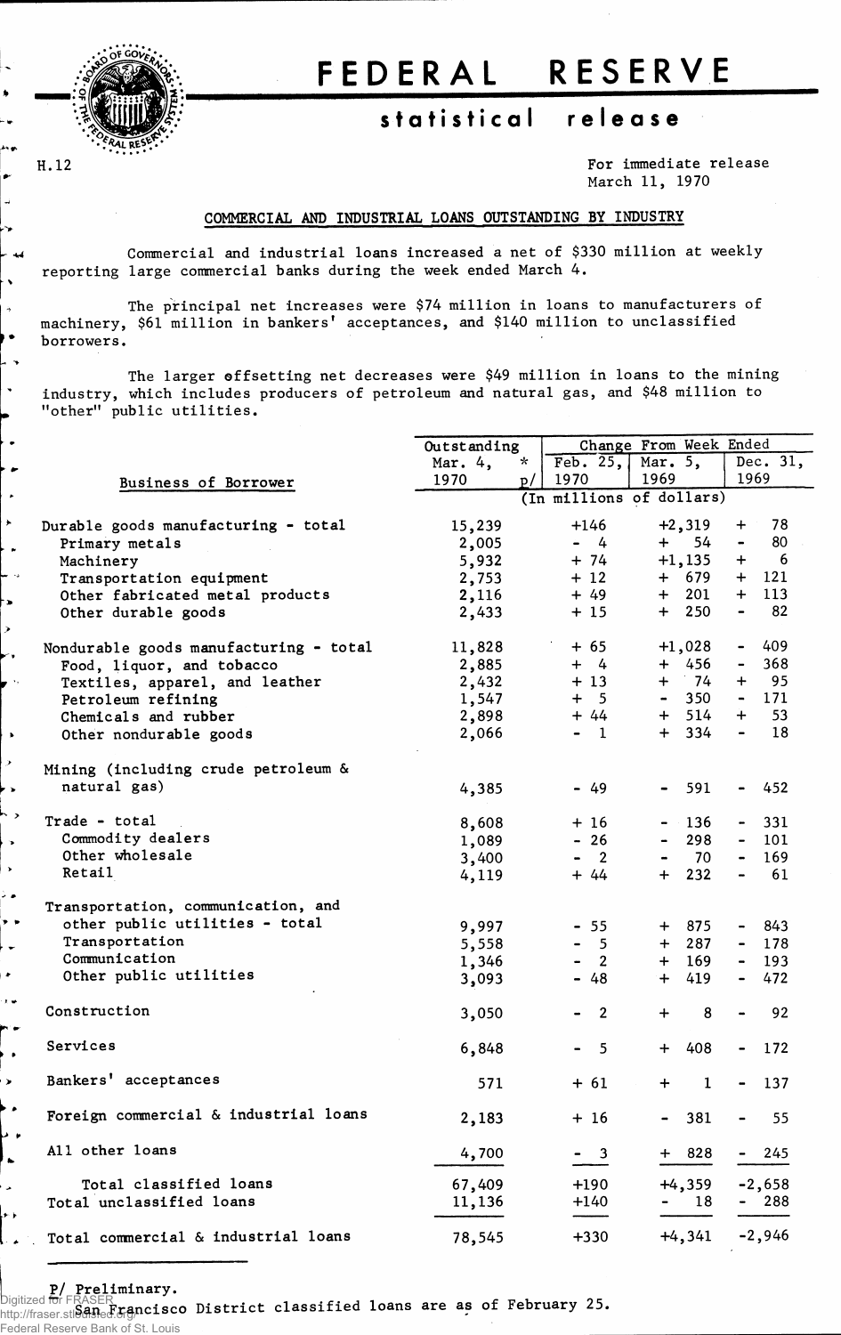# FEDERAL RESERVE

## statistical release

H.12

For immediate release
March 11, 1970

### COMMERCIAL AND INDUSTRIAL LOANS OUTSTANDING BY INDUSTRY

Commercial and industrial loans increased a net of $330 million at weekly reporting large commercial banks during the week ended March 4.

The principal net increases were $74 million in loans to manufacturers of machinery, $61 million in bankers' acceptances, and $140 million to unclassified borrowers.

The larger offsetting net decreases were $49 million in loans to the mining industry, which includes producers of petroleum and natural gas, and $48 million to "other" public utilities.

| Business of Borrower | Outstanding Mar. 4, 1970 * p/ | Change From Week Ended Feb. 25, 1970 | Mar. 5, 1969 | Dec. 31, 1969 |
|---|---|---|---|---|
| | (In millions of dollars) | | | |
| Durable goods manufacturing - total | 15,239 | +146 | +2,319 | + 78 |
| Primary metals | 2,005 | - 4 | + 54 | - 80 |
| Machinery | 5,932 | + 74 | +1,135 | + 6 |
| Transportation equipment | 2,753 | + 12 | + 679 | + 121 |
| Other fabricated metal products | 2,116 | + 49 | + 201 | + 113 |
| Other durable goods | 2,433 | + 15 | + 250 | - 82 |
| Nondurable goods manufacturing - total | 11,828 | + 65 | +1,028 | - 409 |
| Food, liquor, and tobacco | 2,885 | + 4 | + 456 | - 368 |
| Textiles, apparel, and leather | 2,432 | + 13 | + 74 | + 95 |
| Petroleum refining | 1,547 | + 5 | - 350 | - 171 |
| Chemicals and rubber | 2,898 | + 44 | + 514 | + 53 |
| Other nondurable goods | 2,066 | - 1 | + 334 | - 18 |
| Mining (including crude petroleum & natural gas) | 4,385 | - 49 | - 591 | - 452 |
| Trade - total | 8,608 | + 16 | - 136 | - 331 |
| Commodity dealers | 1,089 | - 26 | - 298 | - 101 |
| Other wholesale | 3,400 | - 2 | - 70 | - 169 |
| Retail | 4,119 | + 44 | + 232 | - 61 |
| Transportation, communication, and other public utilities - total | 9,997 | - 55 | + 875 | - 843 |
| Transportation | 5,558 | - 5 | + 287 | - 178 |
| Communication | 1,346 | - 2 | + 169 | - 193 |
| Other public utilities | 3,093 | - 48 | + 419 | - 472 |
| Construction | 3,050 | - 2 | + 8 | - 92 |
| Services | 6,848 | - 5 | + 408 | - 172 |
| Bankers' acceptances | 571 | + 61 | + 1 | - 137 |
| Foreign commercial & industrial loans | 2,183 | + 16 | - 381 | - 55 |
| All other loans | 4,700 | - 3 | + 828 | - 245 |
| Total classified loans | 67,409 | +190 | +4,359 | -2,658 |
| Total unclassified loans | 11,136 | +140 | - 18 | - 288 |
| Total commercial & industrial loans | 78,545 | +330 | +4,341 | -2,946 |

P/ Preliminary.
\* San Francisco District classified loans are as of February 25.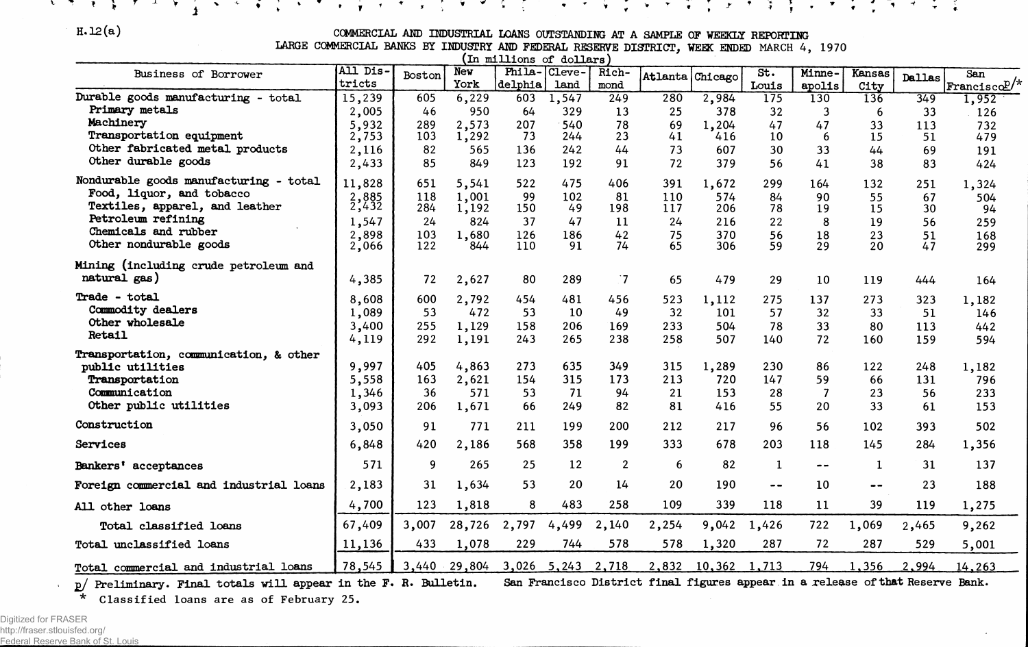H.12(a)

COMMERCIAL AND INDUSTRIAL LOANS OUTSTANDING AT A SAMPLE OF WEEKLY REPORTING LARGE COMMERCIAL BANKS BY INDUSTRY AND FEDERAL RESERVE DISTRICT, WEEK ENDED MARCH 4, 1970

(In millions of dollars)

| Business of Borrower | All Districts | Boston | New York | Philadelphia | Cleveland | Richmond | Atlanta | Chicago | St. Louis | Minneapolis | Kansas City | Dallas | San Francisco p/* |
|---|---|---|---|---|---|---|---|---|---|---|---|---|---|
| Durable goods manufacturing - total | 15,239 | 605 | 6,229 | 603 | 1,547 | 249 | 280 | 2,984 | 175 | 130 | 136 | 349 | 1,952 |
| Primary metals | 2,005 | 46 | 950 | 64 | 329 | 13 | 25 | 378 | 32 | 3 | 6 | 33 | 126 |
| Machinery | 5,932 | 289 | 2,573 | 207 | 540 | 78 | 69 | 1,204 | 47 | 47 | 33 | 113 | 732 |
| Transportation equipment | 2,753 | 103 | 1,292 | 73 | 244 | 23 | 41 | 416 | 10 | 6 | 15 | 51 | 479 |
| Other fabricated metal products | 2,116 | 82 | 565 | 136 | 242 | 44 | 73 | 607 | 30 | 33 | 44 | 69 | 191 |
| Other durable goods | 2,433 | 85 | 849 | 123 | 192 | 91 | 72 | 379 | 56 | 41 | 38 | 83 | 424 |
| Nondurable goods manufacturing - total | 11,828 | 651 | 5,541 | 522 | 475 | 406 | 391 | 1,672 | 299 | 164 | 132 | 251 | 1,324 |
| Food, liquor, and tobacco | 2,885 | 118 | 1,001 | 99 | 102 | 81 | 110 | 574 | 84 | 90 | 55 | 67 | 504 |
| Textiles, apparel, and leather | 2,432 | 284 | 1,192 | 150 | 49 | 198 | 117 | 206 | 78 | 19 | 15 | 30 | 94 |
| Petroleum refining | 1,547 | 24 | 824 | 37 | 47 | 11 | 24 | 216 | 22 | 8 | 19 | 56 | 259 |
| Chemicals and rubber | 2,898 | 103 | 1,680 | 126 | 186 | 42 | 75 | 370 | 56 | 18 | 23 | 51 | 168 |
| Other nondurable goods | 2,066 | 122 | 844 | 110 | 91 | 74 | 65 | 306 | 59 | 29 | 20 | 47 | 299 |
| Mining (including crude petroleum and natural gas) | 4,385 | 72 | 2,627 | 80 | 289 | 7 | 65 | 479 | 29 | 10 | 119 | 444 | 164 |
| Trade - total | 8,608 | 600 | 2,792 | 454 | 481 | 456 | 523 | 1,112 | 275 | 137 | 273 | 323 | 1,182 |
| Commodity dealers | 1,089 | 53 | 472 | 53 | 10 | 49 | 32 | 101 | 57 | 32 | 33 | 51 | 146 |
| Other wholesale | 3,400 | 255 | 1,129 | 158 | 206 | 169 | 233 | 504 | 78 | 33 | 80 | 113 | 442 |
| Retail | 4,119 | 292 | 1,191 | 243 | 265 | 238 | 258 | 507 | 140 | 72 | 160 | 159 | 594 |
| Transportation, communication, & other public utilities | 9,997 | 405 | 4,863 | 273 | 635 | 349 | 315 | 1,289 | 230 | 86 | 122 | 248 | 1,182 |
| Transportation | 5,558 | 163 | 2,621 | 154 | 315 | 173 | 213 | 720 | 147 | 59 | 66 | 131 | 796 |
| Communication | 1,346 | 36 | 571 | 53 | 71 | 94 | 21 | 153 | 28 | 7 | 23 | 56 | 233 |
| Other public utilities | 3,093 | 206 | 1,671 | 66 | 249 | 82 | 81 | 416 | 55 | 20 | 33 | 61 | 153 |
| Construction | 3,050 | 91 | 771 | 211 | 199 | 200 | 212 | 217 | 96 | 56 | 102 | 393 | 502 |
| Services | 6,848 | 420 | 2,186 | 568 | 358 | 199 | 333 | 678 | 203 | 118 | 145 | 284 | 1,356 |
| Bankers' acceptances | 571 | 9 | 265 | 25 | 12 | 2 | 6 | 82 | 1 | -- | 1 | 31 | 137 |
| Foreign commercial and industrial loans | 2,183 | 31 | 1,634 | 53 | 20 | 14 | 20 | 190 | -- | 10 | -- | 23 | 188 |
| All other loans | 4,700 | 123 | 1,818 | 8 | 483 | 258 | 109 | 339 | 118 | 11 | 39 | 119 | 1,275 |
| Total classified loans | 67,409 | 3,007 | 28,726 | 2,797 | 4,499 | 2,140 | 2,254 | 9,042 | 1,426 | 722 | 1,069 | 2,465 | 9,262 |
| Total unclassified loans | 11,136 | 433 | 1,078 | 229 | 744 | 578 | 578 | 1,320 | 287 | 72 | 287 | 529 | 5,001 |
| Total commercial and industrial loans | 78,545 | 3,440 | 29,804 | 3,026 | 5,243 | 2,718 | 2,832 | 10,362 | 1,713 | 794 | 1,356 | 2,994 | 14,263 |

p/ Preliminary. Final totals will appear in the F. R. Bulletin. San Francisco District final figures appear in a release of that Reserve Bank.

\* Classified loans are as of February 25.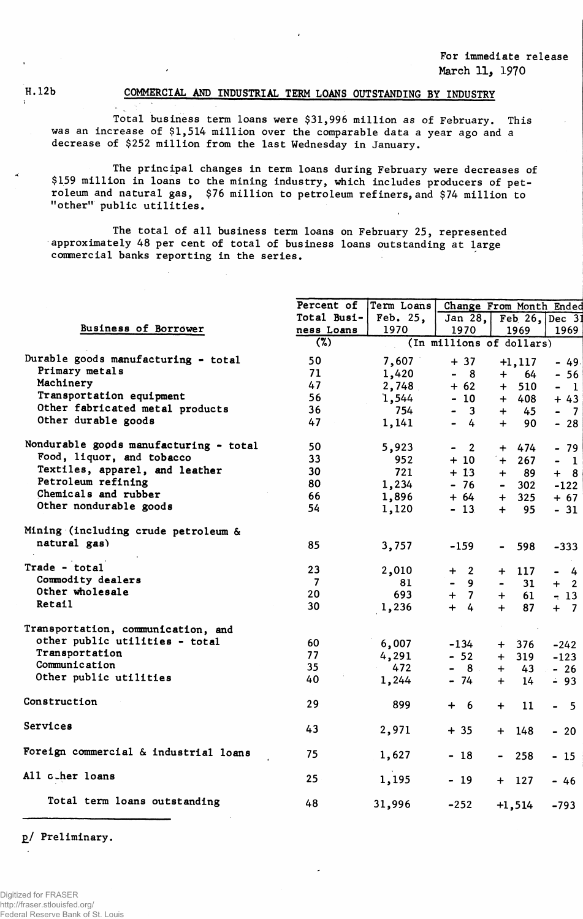For immediate release
March 11, 1970

H.12b

## COMMERCIAL AND INDUSTRIAL TERM LOANS OUTSTANDING BY INDUSTRY

Total business term loans were $31,996 million as of February. This was an increase of $1,514 million over the comparable data a year ago and a decrease of $252 million from the last Wednesday in January.

The principal changes in term loans during February were decreases of $159 million in loans to the mining industry, which includes producers of petroleum and natural gas, $76 million to petroleum refiners, and $74 million to "other" public utilities.

The total of all business term loans on February 25, represented approximately 48 per cent of total of business loans outstanding at large commercial banks reporting in the series.

| Business of Borrower | Percent of Total Business Loans | Term Loans Feb. 25, 1970 | Change From Month Ended | | |
|---|---|---|---|---|---|
| | | | Jan 28, 1970 | Feb 26, 1969 | Dec 31 1969 |
| | (%) | (In millions of dollars) | | | |
| Durable goods manufacturing - total | 50 | 7,607 | + 37 | +1,117 | - 49 |
| Primary metals | 71 | 1,420 | - 8 | + 64 | - 56 |
| Machinery | 47 | 2,748 | + 62 | + 510 | - 1 |
| Transportation equipment | 56 | 1,544 | - 10 | + 408 | + 43 |
| Other fabricated metal products | 36 | 754 | - 3 | + 45 | - 7 |
| Other durable goods | 47 | 1,141 | - 4 | + 90 | - 28 |
| Nondurable goods manufacturing - total | 50 | 5,923 | - 2 | + 474 | - 79 |
| Food, liquor, and tobacco | 33 | 952 | + 10 | + 267 | - 1 |
| Textiles, apparel, and leather | 30 | 721 | + 13 | + 89 | + 8 |
| Petroleum refining | 80 | 1,234 | - 76 | - 302 | -122 |
| Chemicals and rubber | 66 | 1,896 | + 64 | + 325 | + 67 |
| Other nondurable goods | 54 | 1,120 | - 13 | + 95 | - 31 |
| Mining (including crude petroleum & natural gas) | 85 | 3,757 | -159 | - 598 | -333 |
| Trade - total | 23 | 2,010 | + 2 | + 117 | - 4 |
| Commodity dealers | 7 | 81 | - 9 | - 31 | + 2 |
| Other wholesale | 20 | 693 | + 7 | + 61 | - 13 |
| Retail | 30 | 1,236 | + 4 | + 87 | + 7 |
| Transportation, communication, and other public utilities - total | 60 | 6,007 | -134 | + 376 | -242 |
| Transportation | 77 | 4,291 | - 52 | + 319 | -123 |
| Communication | 35 | 472 | - 8 | + 43 | - 26 |
| Other public utilities | 40 | 1,244 | - 74 | + 14 | - 93 |
| Construction | 29 | 899 | + 6 | + 11 | - 5 |
| Services | 43 | 2,971 | + 35 | + 148 | - 20 |
| Foreign commercial & industrial loans | 75 | 1,627 | - 18 | - 258 | - 15 |
| All other loans | 25 | 1,195 | - 19 | + 127 | - 46 |
| Total term loans outstanding | 48 | 31,996 | -252 | +1,514 | -793 |

p/ Preliminary.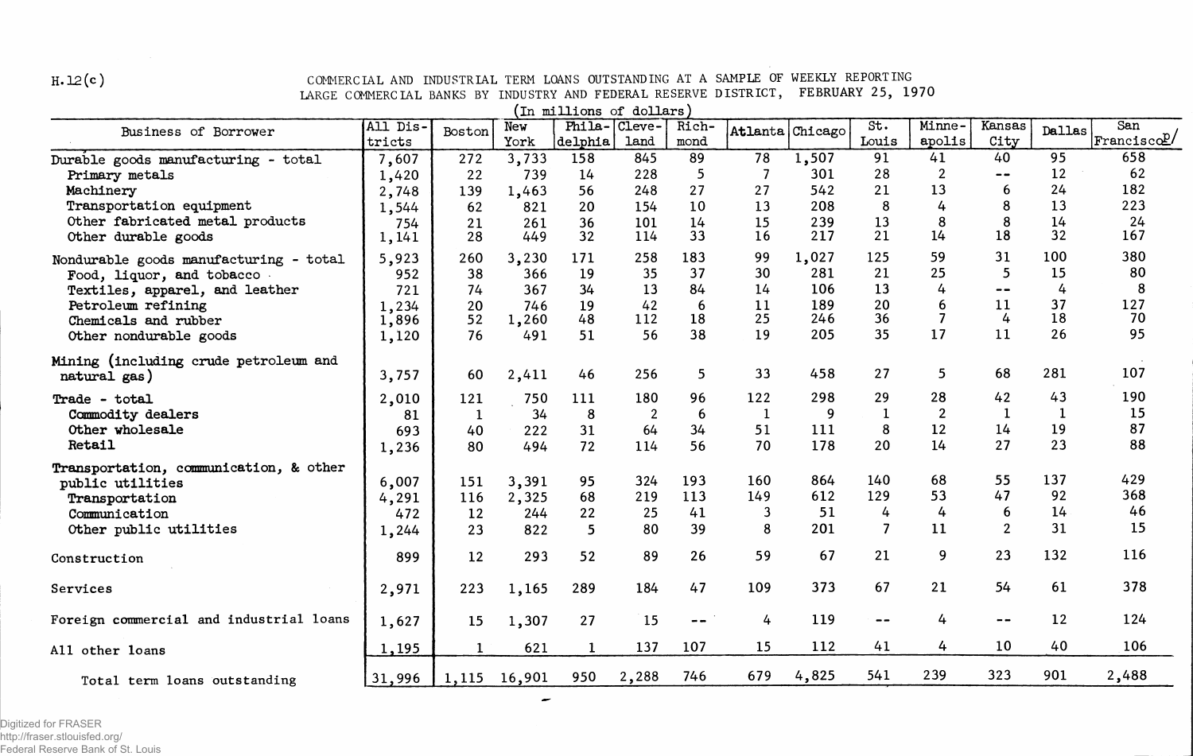H.12(c)

COMMERCIAL AND INDUSTRIAL TERM LOANS OUTSTANDING AT A SAMPLE OF WEEKLY REPORTING LARGE COMMERCIAL BANKS BY INDUSTRY AND FEDERAL RESERVE DISTRICT, FEBRUARY 25, 1970

(In millions of dollars)

| Business of Borrower | All Districts | Boston | New York | Philadelphia | Cleveland | Richmond | Atlanta | Chicago | St. Louis | Minneapolis | Kansas City | Dallas | San Francisco p/ |
|---|---|---|---|---|---|---|---|---|---|---|---|---|---|
| Durable goods manufacturing - total | 7,607 | 272 | 3,733 | 158 | 845 | 89 | 78 | 1,507 | 91 | 41 | 40 | 95 | 658 |
| Primary metals | 1,420 | 22 | 739 | 14 | 228 | 5 | 7 | 301 | 28 | 2 | -- | 12 | 62 |
| Machinery | 2,748 | 139 | 1,463 | 56 | 248 | 27 | 27 | 542 | 21 | 13 | 6 | 24 | 182 |
| Transportation equipment | 1,544 | 62 | 821 | 20 | 154 | 10 | 13 | 208 | 8 | 4 | 8 | 13 | 223 |
| Other fabricated metal products | 754 | 21 | 261 | 36 | 101 | 14 | 15 | 239 | 13 | 8 | 8 | 14 | 24 |
| Other durable goods | 1,141 | 28 | 449 | 32 | 114 | 33 | 16 | 217 | 21 | 14 | 18 | 32 | 167 |
| Nondurable goods manufacturing - total | 5,923 | 260 | 3,230 | 171 | 258 | 183 | 99 | 1,027 | 125 | 59 | 31 | 100 | 380 |
| Food, liquor, and tobacco | 952 | 38 | 366 | 19 | 35 | 37 | 30 | 281 | 21 | 25 | 5 | 15 | 80 |
| Textiles, apparel, and leather | 721 | 74 | 367 | 34 | 13 | 84 | 14 | 106 | 13 | 4 | -- | 4 | 8 |
| Petroleum refining | 1,234 | 20 | 746 | 19 | 42 | 6 | 11 | 189 | 20 | 6 | 11 | 37 | 127 |
| Chemicals and rubber | 1,896 | 52 | 1,260 | 48 | 112 | 18 | 25 | 246 | 36 | 7 | 4 | 18 | 70 |
| Other nondurable goods | 1,120 | 76 | 491 | 51 | 56 | 38 | 19 | 205 | 35 | 17 | 11 | 26 | 95 |
| Mining (including crude petroleum and natural gas) | 3,757 | 60 | 2,411 | 46 | 256 | 5 | 33 | 458 | 27 | 5 | 68 | 281 | 107 |
| Trade - total | 2,010 | 121 | 750 | 111 | 180 | 96 | 122 | 298 | 29 | 28 | 42 | 43 | 190 |
| Commodity dealers | 81 | 1 | 34 | 8 | 2 | 6 | 1 | 9 | 1 | 2 | 1 | 1 | 15 |
| Other wholesale | 693 | 40 | 222 | 31 | 64 | 34 | 51 | 111 | 8 | 12 | 14 | 19 | 87 |
| Retail | 1,236 | 80 | 494 | 72 | 114 | 56 | 70 | 178 | 20 | 14 | 27 | 23 | 88 |
| Transportation, communication, & other public utilities | 6,007 | 151 | 3,391 | 95 | 324 | 193 | 160 | 864 | 140 | 68 | 55 | 137 | 429 |
| Transportation | 4,291 | 116 | 2,325 | 68 | 219 | 113 | 149 | 612 | 129 | 53 | 47 | 92 | 368 |
| Communication | 472 | 12 | 244 | 22 | 25 | 41 | 3 | 51 | 4 | 4 | 6 | 14 | 46 |
| Other public utilities | 1,244 | 23 | 822 | 5 | 80 | 39 | 8 | 201 | 7 | 11 | 2 | 31 | 15 |
| Construction | 899 | 12 | 293 | 52 | 89 | 26 | 59 | 67 | 21 | 9 | 23 | 132 | 116 |
| Services | 2,971 | 223 | 1,165 | 289 | 184 | 47 | 109 | 373 | 67 | 21 | 54 | 61 | 378 |
| Foreign commercial and industrial loans | 1,627 | 15 | 1,307 | 27 | 15 | -- | 4 | 119 | -- | 4 | -- | 12 | 124 |
| All other loans | 1,195 | 1 | 621 | 1 | 137 | 107 | 15 | 112 | 41 | 4 | 10 | 40 | 106 |
| Total term loans outstanding | 31,996 | 1,115 | 16,901 | 950 | 2,288 | 746 | 679 | 4,825 | 541 | 239 | 323 | 901 | 2,488 |